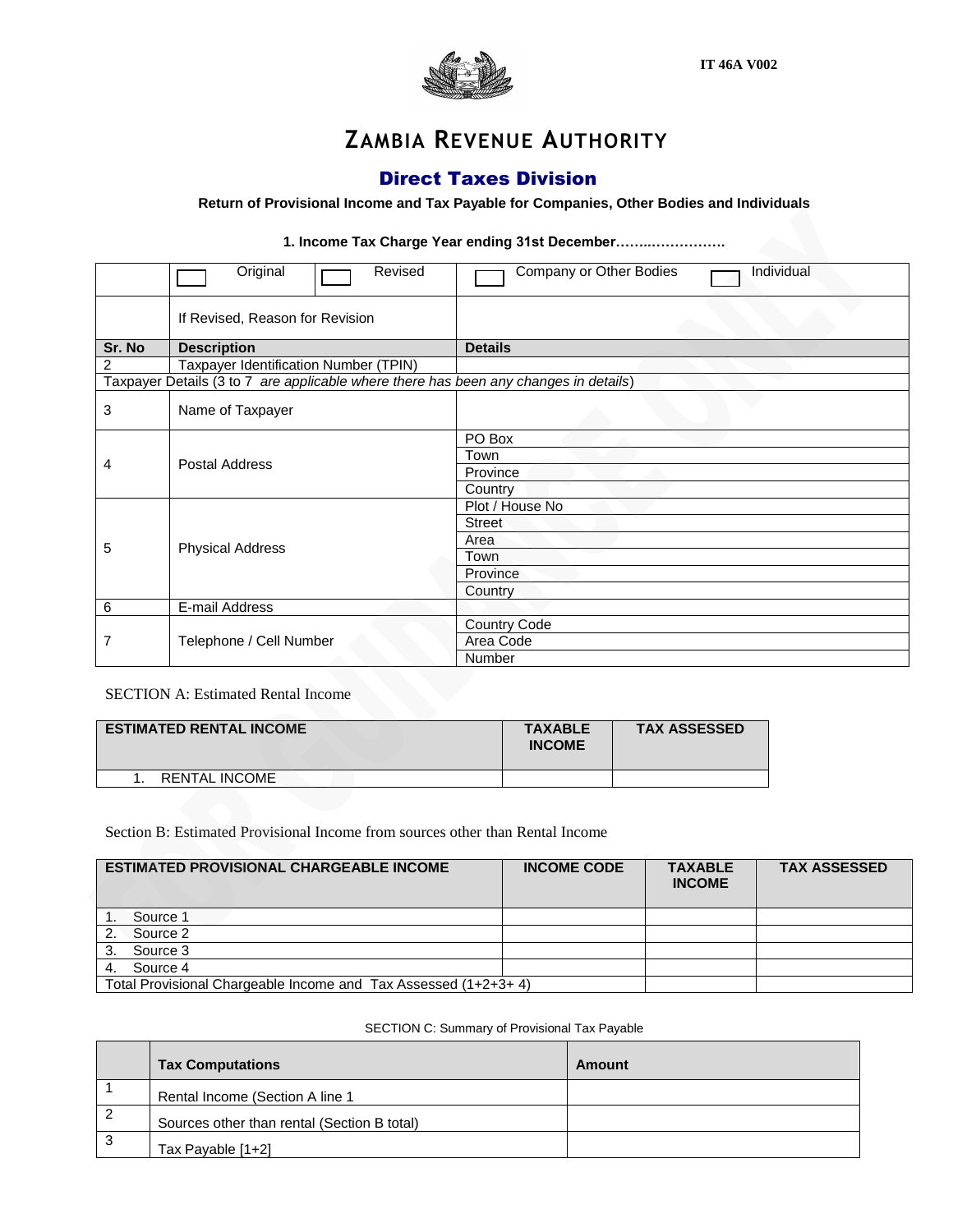IT 46A V002

# ZAMBIA REVENUE AUTHORITY

## Direct Taxes Division

**Return of Provisional Income and Tax Payable for Companies, Other Bodies and Individuals**

**1. Income Tax Charge Year ending 31st December……..……………**

| | | |
|---|---|---|
| | ☐ Original ☐ Revised | ☐ Company or Other Bodies ☐ Individual |
| | If Revised, Reason for Revision | |
| **Sr. No** | **Description** | **Details** |
| 2 | Taxpayer Identification Number (TPIN) | |
| Taxpayer Details (3 to 7 *are applicable where there has been any changes in details*) | | |
| 3 | Name of Taxpayer | |
| 4 | Postal Address | PO Box |
| | | Town |
| | | Province |
| | | Country |
| 5 | Physical Address | Plot / House No |
| | | Street |
| | | Area |
| | | Town |
| | | Province |
| | | Country |
| 6 | E-mail Address | |
| 7 | Telephone / Cell Number | Country Code |
| | | Area Code |
| | | Number |

SECTION A: Estimated Rental Income

| ESTIMATED RENTAL INCOME | TAXABLE INCOME | TAX ASSESSED |
|---|---|---|
| 1. RENTAL INCOME | | |

Section B: Estimated Provisional Income from sources other than Rental Income

| ESTIMATED PROVISIONAL CHARGEABLE INCOME | INCOME CODE | TAXABLE INCOME | TAX ASSESSED |
|---|---|---|---|
| 1. Source 1 | | | |
| 2. Source 2 | | | |
| 3. Source 3 | | | |
| 4. Source 4 | | | |
| Total Provisional Chargeable Income and Tax Assessed (1+2+3+ 4) | | | |

SECTION C: Summary of Provisional Tax Payable

| | **Tax Computations** | **Amount** |
|---|---|---|
| 1 | Rental Income (Section A line 1 | |
| 2 | Sources other than rental (Section B total) | |
| 3 | Tax Payable [1+2] | |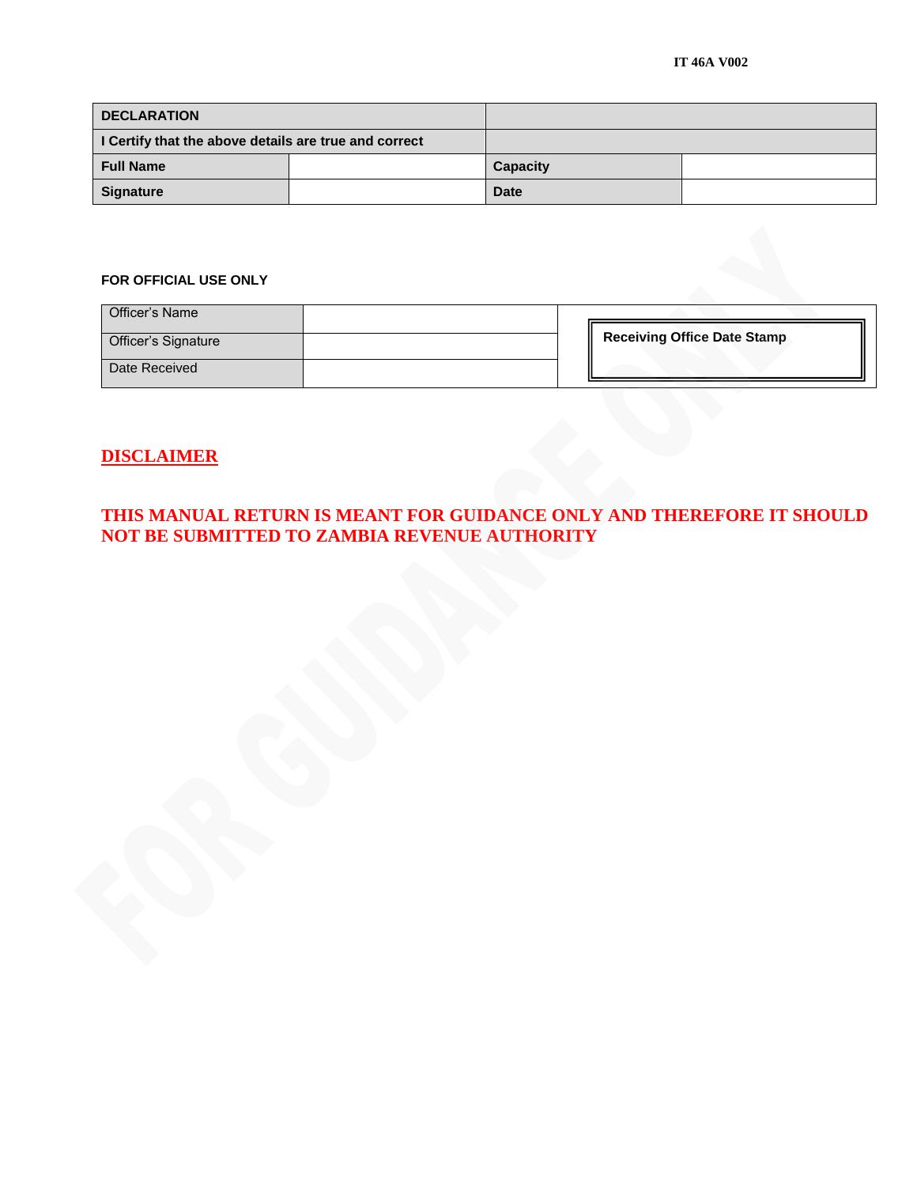IT 46A V002

| DECLARATION | | | |
|---|---|---|---|
| I Certify that the above details are true and correct | | | |
| Full Name | | Capacity | |
| Signature | | Date | |

**FOR OFFICIAL USE ONLY**

| | | |
|---|---|---|
| Officer's Name | | Receiving Office Date Stamp |
| Officer's Signature | | |
| Date Received | | |

## DISCLAIMER

**THIS MANUAL RETURN IS MEANT FOR GUIDANCE ONLY AND THEREFORE IT SHOULD NOT BE SUBMITTED TO ZAMBIA REVENUE AUTHORITY**